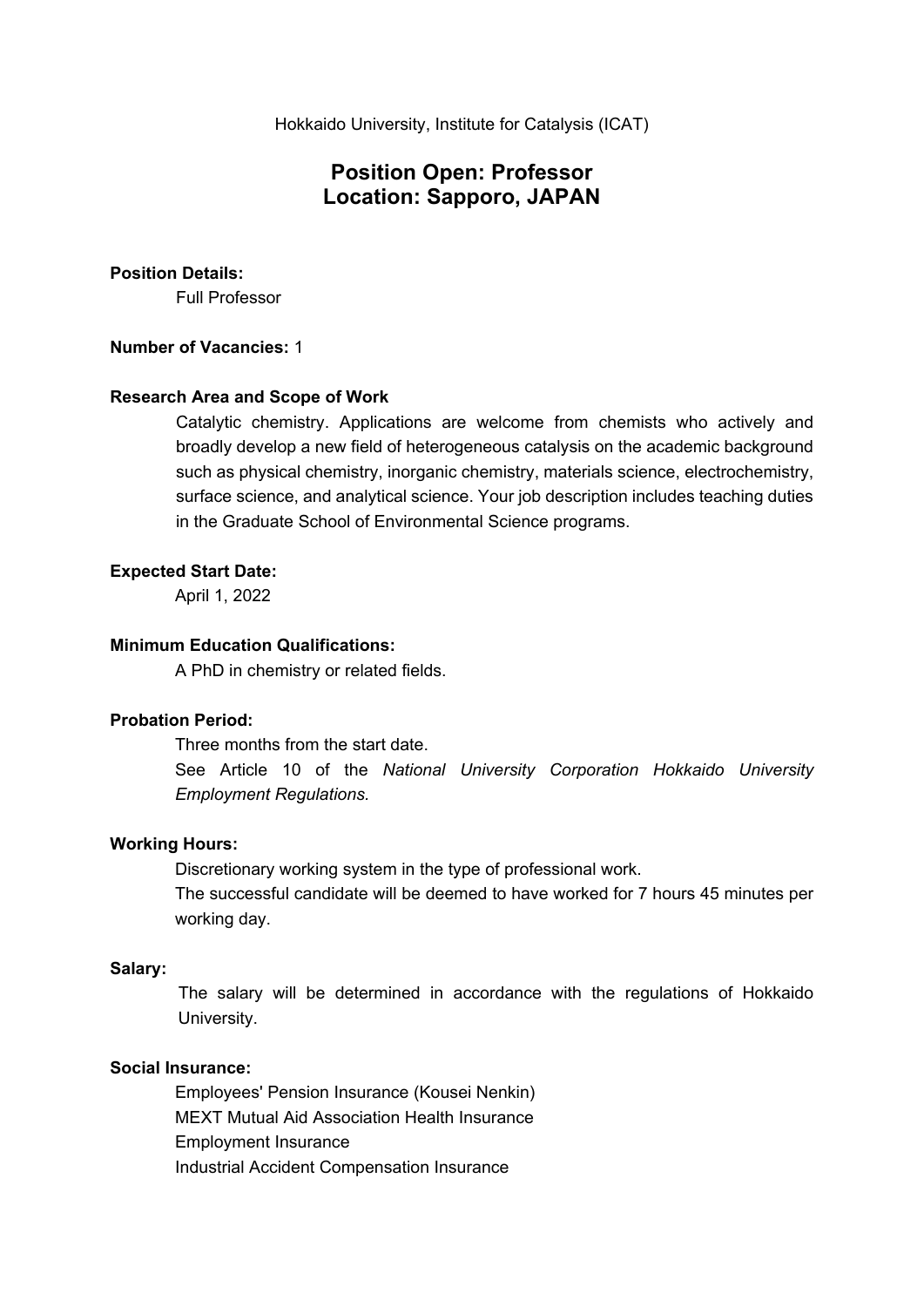Hokkaido University, Institute for Catalysis (ICAT)

# Position Open: Professor
# Location: Sapporo, JAPAN

**Position Details:**

Full Professor

**Number of Vacancies:** 1

**Research Area and Scope of Work**

Catalytic chemistry. Applications are welcome from chemists who actively and broadly develop a new field of heterogeneous catalysis on the academic background such as physical chemistry, inorganic chemistry, materials science, electrochemistry, surface science, and analytical science. Your job description includes teaching duties in the Graduate School of Environmental Science programs.

**Expected Start Date:**

April 1, 2022

**Minimum Education Qualifications:**

A PhD in chemistry or related fields.

**Probation Period:**

Three months from the start date.

See Article 10 of the *National University Corporation Hokkaido University Employment Regulations.*

**Working Hours:**

Discretionary working system in the type of professional work.

The successful candidate will be deemed to have worked for 7 hours 45 minutes per working day.

**Salary:**

The salary will be determined in accordance with the regulations of Hokkaido University.

**Social Insurance:**

Employees' Pension Insurance (Kousei Nenkin)
MEXT Mutual Aid Association Health Insurance
Employment Insurance
Industrial Accident Compensation Insurance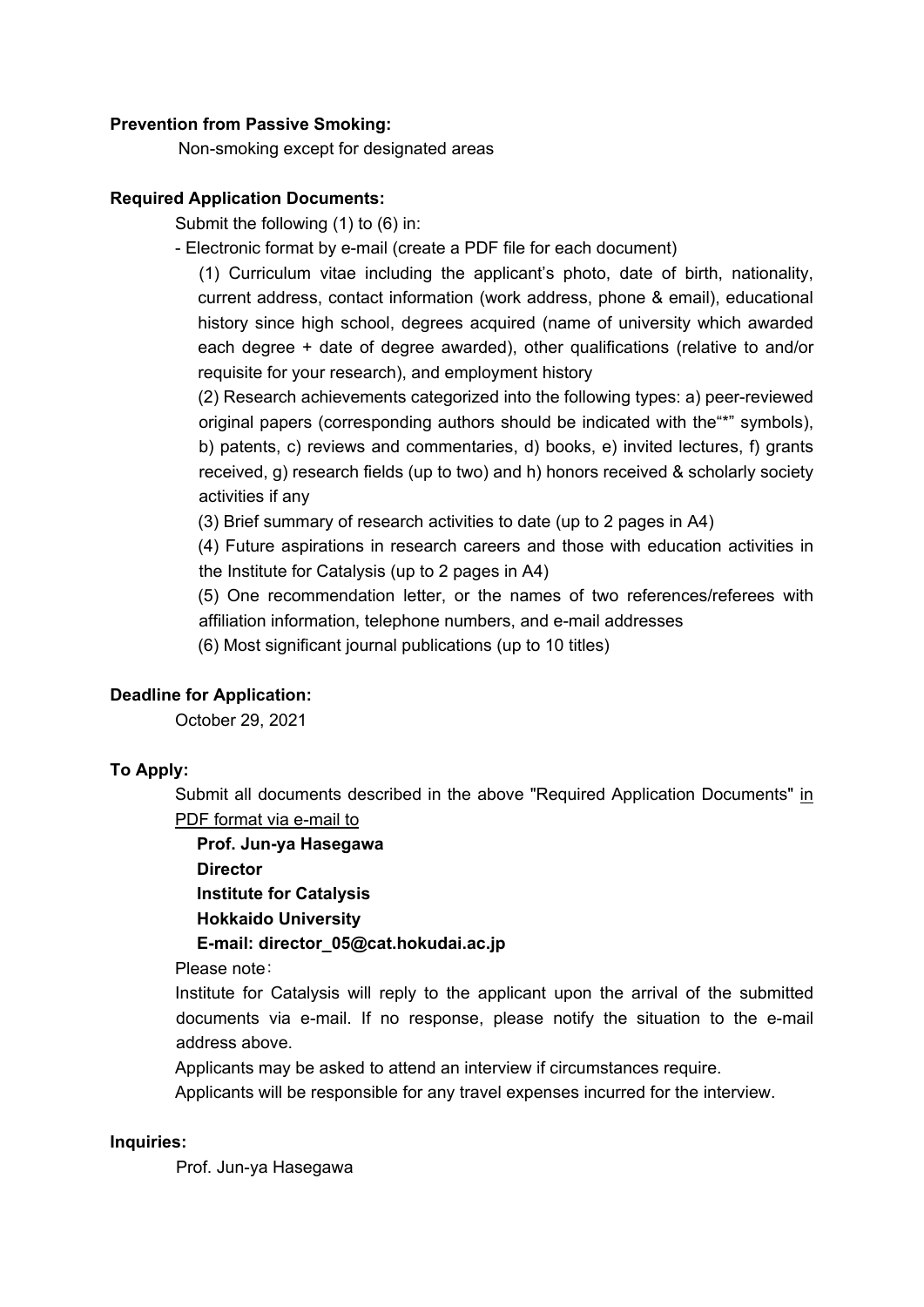**Prevention from Passive Smoking:**

Non-smoking except for designated areas

**Required Application Documents:**

Submit the following (1) to (6) in:

- Electronic format by e-mail (create a PDF file for each document)

(1) Curriculum vitae including the applicant's photo, date of birth, nationality, current address, contact information (work address, phone & email), educational history since high school, degrees acquired (name of university which awarded each degree + date of degree awarded), other qualifications (relative to and/or requisite for your research), and employment history

(2) Research achievements categorized into the following types: a) peer-reviewed original papers (corresponding authors should be indicated with the"*" symbols), b) patents, c) reviews and commentaries, d) books, e) invited lectures, f) grants received, g) research fields (up to two) and h) honors received & scholarly society activities if any

(3) Brief summary of research activities to date (up to 2 pages in A4)

(4) Future aspirations in research careers and those with education activities in the Institute for Catalysis (up to 2 pages in A4)

(5) One recommendation letter, or the names of two references/referees with affiliation information, telephone numbers, and e-mail addresses

(6) Most significant journal publications (up to 10 titles)

**Deadline for Application:**

October 29, 2021

**To Apply:**

Submit all documents described in the above "Required Application Documents" in PDF format via e-mail to

**Prof. Jun-ya Hasegawa**
**Director**
**Institute for Catalysis**
**Hokkaido University**
**E-mail: director_05@cat.hokudai.ac.jp**

Please note：

Institute for Catalysis will reply to the applicant upon the arrival of the submitted documents via e-mail. If no response, please notify the situation to the e-mail address above.

Applicants may be asked to attend an interview if circumstances require.

Applicants will be responsible for any travel expenses incurred for the interview.

**Inquiries:**

Prof. Jun-ya Hasegawa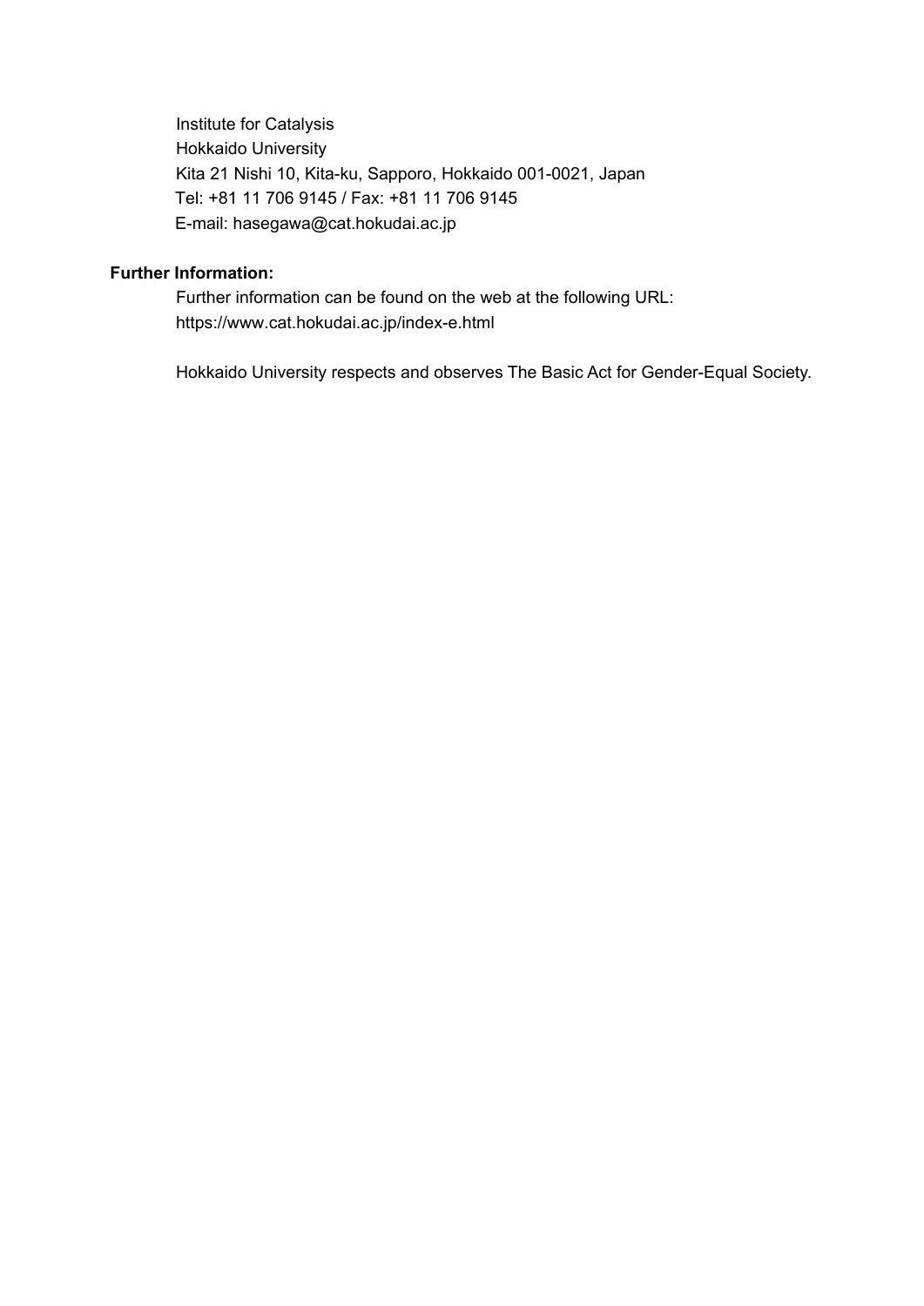Institute for Catalysis
Hokkaido University
Kita 21 Nishi 10, Kita-ku, Sapporo, Hokkaido 001-0021, Japan
Tel: +81 11 706 9145 / Fax: +81 11 706 9145
E-mail: hasegawa@cat.hokudai.ac.jp

**Further Information:**

Further information can be found on the web at the following URL:
https://www.cat.hokudai.ac.jp/index-e.html

Hokkaido University respects and observes The Basic Act for Gender-Equal Society.